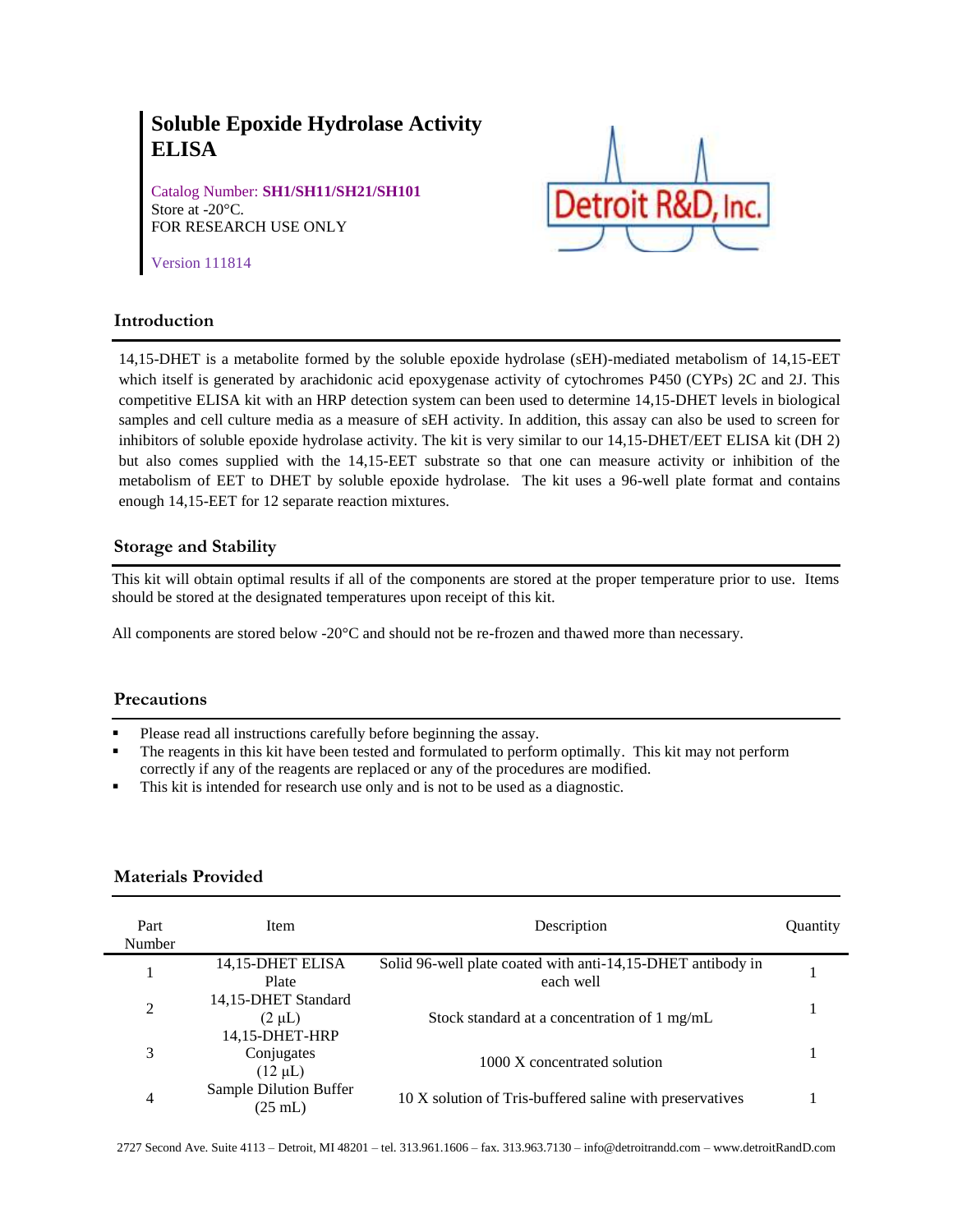# Soluble Epoxide Hydrolase Activity ELISA

Catalog Number: **SH1/SH11/SH21/SH101**
Store at -20°C.
FOR RESEARCH USE ONLY

Version 111814

## Introduction

14,15-DHET is a metabolite formed by the soluble epoxide hydrolase (sEH)-mediated metabolism of 14,15-EET which itself is generated by arachidonic acid epoxygenase activity of cytochromes P450 (CYPs) 2C and 2J. This competitive ELISA kit with an HRP detection system can been used to determine 14,15-DHET levels in biological samples and cell culture media as a measure of sEH activity. In addition, this assay can also be used to screen for inhibitors of soluble epoxide hydrolase activity. The kit is very similar to our 14,15-DHET/EET ELISA kit (DH 2) but also comes supplied with the 14,15-EET substrate so that one can measure activity or inhibition of the metabolism of EET to DHET by soluble epoxide hydrolase. The kit uses a 96-well plate format and contains enough 14,15-EET for 12 separate reaction mixtures.

## Storage and Stability

This kit will obtain optimal results if all of the components are stored at the proper temperature prior to use. Items should be stored at the designated temperatures upon receipt of this kit.

All components are stored below -20°C and should not be re-frozen and thawed more than necessary.

## Precautions

- Please read all instructions carefully before beginning the assay.
- The reagents in this kit have been tested and formulated to perform optimally. This kit may not perform correctly if any of the reagents are replaced or any of the procedures are modified.
- This kit is intended for research use only and is not to be used as a diagnostic.

## Materials Provided

| Part Number | Item | Description | Quantity |
|---|---|---|---|
| 1 | 14,15-DHET ELISA Plate | Solid 96-well plate coated with anti-14,15-DHET antibody in each well | 1 |
| 2 | 14,15-DHET Standard (2 µL) | Stock standard at a concentration of 1 mg/mL | 1 |
| 3 | 14,15-DHET-HRP Conjugates (12 µL) | 1000 X concentrated solution | 1 |
| 4 | Sample Dilution Buffer (25 mL) | 10 X solution of Tris-buffered saline with preservatives | 1 |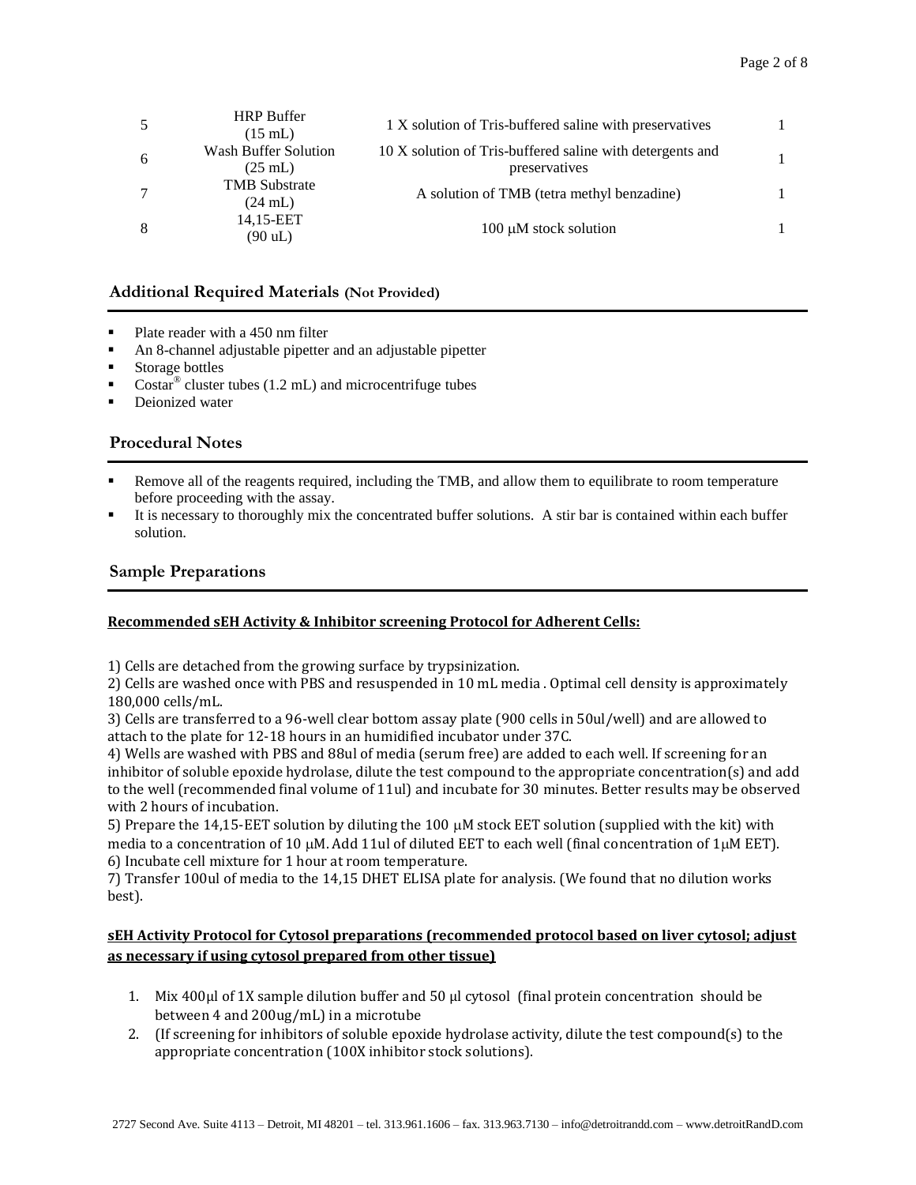| | | | |
|---|---|---|---|
| 5 | HRP Buffer (15 mL) | 1 X solution of Tris-buffered saline with preservatives | 1 |
| 6 | Wash Buffer Solution (25 mL) | 10 X solution of Tris-buffered saline with detergents and preservatives | 1 |
| 7 | TMB Substrate (24 mL) | A solution of TMB (tetra methyl benzadine) | 1 |
| 8 | 14,15-EET (90 uL) | 100 μM stock solution | 1 |

## Additional Required Materials (Not Provided)

- Plate reader with a 450 nm filter
- An 8-channel adjustable pipetter and an adjustable pipetter
- Storage bottles
- Costar® cluster tubes (1.2 mL) and microcentrifuge tubes
- Deionized water

## Procedural Notes

- Remove all of the reagents required, including the TMB, and allow them to equilibrate to room temperature before proceeding with the assay.
- It is necessary to thoroughly mix the concentrated buffer solutions. A stir bar is contained within each buffer solution.

## Sample Preparations

**Recommended sEH Activity & Inhibitor screening Protocol for Adherent Cells:**

1) Cells are detached from the growing surface by trypsinization.
2) Cells are washed once with PBS and resuspended in 10 mL media . Optimal cell density is approximately 180,000 cells/mL.
3) Cells are transferred to a 96-well clear bottom assay plate (900 cells in 50ul/well) and are allowed to attach to the plate for 12-18 hours in an humidified incubator under 37C.
4) Wells are washed with PBS and 88ul of media (serum free) are added to each well. If screening for an inhibitor of soluble epoxide hydrolase, dilute the test compound to the appropriate concentration(s) and add to the well (recommended final volume of 11ul) and incubate for 30 minutes. Better results may be observed with 2 hours of incubation.
5) Prepare the 14,15-EET solution by diluting the 100 μM stock EET solution (supplied with the kit) with media to a concentration of 10 μM. Add 11ul of diluted EET to each well (final concentration of 1μM EET).
6) Incubate cell mixture for 1 hour at room temperature.
7) Transfer 100ul of media to the 14,15 DHET ELISA plate for analysis. (We found that no dilution works best).

**sEH Activity Protocol for Cytosol preparations (recommended protocol based on liver cytosol; adjust as necessary if using cytosol prepared from other tissue)**

1. Mix 400μl of 1X sample dilution buffer and 50 μl cytosol (final protein concentration should be between 4 and 200ug/mL) in a microtube
2. (If screening for inhibitors of soluble epoxide hydrolase activity, dilute the test compound(s) to the appropriate concentration (100X inhibitor stock solutions).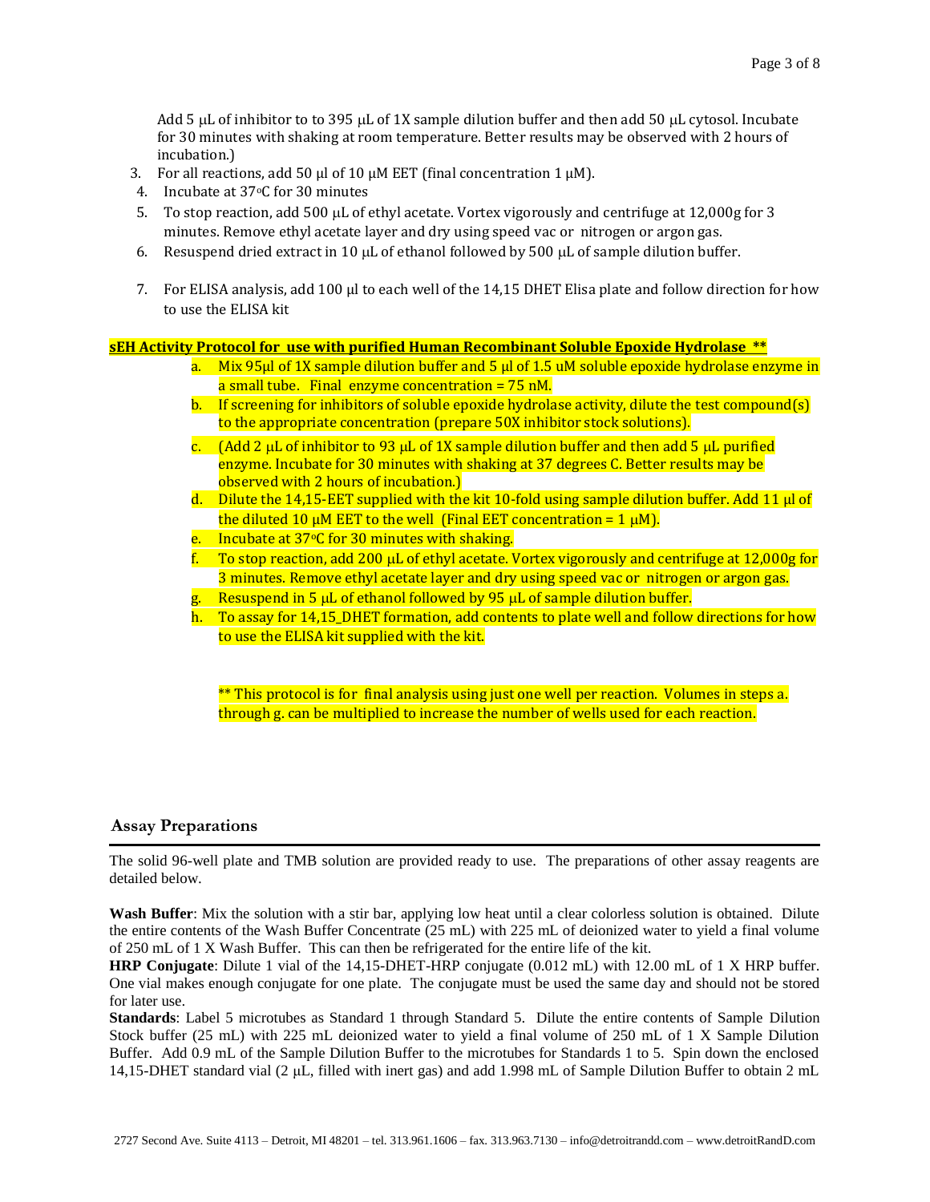Add 5 μL of inhibitor to to 395 μL of 1X sample dilution buffer and then add 50 μL cytosol. Incubate for 30 minutes with shaking at room temperature. Better results may be observed with 2 hours of incubation.)

3. For all reactions, add 50 μl of 10 μM EET (final concentration 1 μM).
4. Incubate at 37°C for 30 minutes
5. To stop reaction, add 500 μL of ethyl acetate. Vortex vigorously and centrifuge at 12,000g for 3 minutes. Remove ethyl acetate layer and dry using speed vac or nitrogen or argon gas.
6. Resuspend dried extract in 10 μL of ethanol followed by 500 μL of sample dilution buffer.
7. For ELISA analysis, add 100 μl to each well of the 14,15 DHET Elisa plate and follow direction for how to use the ELISA kit

**sEH Activity Protocol for use with purified Human Recombinant Soluble Epoxide Hydrolase \*\***

a. Mix 95μl of 1X sample dilution buffer and 5 μl of 1.5 uM soluble epoxide hydrolase enzyme in a small tube. Final enzyme concentration = 75 nM.
b. If screening for inhibitors of soluble epoxide hydrolase activity, dilute the test compound(s) to the appropriate concentration (prepare 50X inhibitor stock solutions).
c. (Add 2 μL of inhibitor to 93 μL of 1X sample dilution buffer and then add 5 μL purified enzyme. Incubate for 30 minutes with shaking at 37 degrees C. Better results may be observed with 2 hours of incubation.)
d. Dilute the 14,15-EET supplied with the kit 10-fold using sample dilution buffer. Add 11 μl of the diluted 10 μM EET to the well (Final EET concentration = 1 μM).
e. Incubate at 37°C for 30 minutes with shaking.
f. To stop reaction, add 200 μL of ethyl acetate. Vortex vigorously and centrifuge at 12,000g for 3 minutes. Remove ethyl acetate layer and dry using speed vac or nitrogen or argon gas.
g. Resuspend in 5 μL of ethanol followed by 95 μL of sample dilution buffer.
h. To assay for 14,15_DHET formation, add contents to plate well and follow directions for how to use the ELISA kit supplied with the kit.

** This protocol is for final analysis using just one well per reaction. Volumes in steps a. through g. can be multiplied to increase the number of wells used for each reaction.

## Assay Preparations

The solid 96-well plate and TMB solution are provided ready to use. The preparations of other assay reagents are detailed below.

**Wash Buffer**: Mix the solution with a stir bar, applying low heat until a clear colorless solution is obtained. Dilute the entire contents of the Wash Buffer Concentrate (25 mL) with 225 mL of deionized water to yield a final volume of 250 mL of 1 X Wash Buffer. This can then be refrigerated for the entire life of the kit.

**HRP Conjugate**: Dilute 1 vial of the 14,15-DHET-HRP conjugate (0.012 mL) with 12.00 mL of 1 X HRP buffer. One vial makes enough conjugate for one plate. The conjugate must be used the same day and should not be stored for later use.

**Standards**: Label 5 microtubes as Standard 1 through Standard 5. Dilute the entire contents of Sample Dilution Stock buffer (25 mL) with 225 mL deionized water to yield a final volume of 250 mL of 1 X Sample Dilution Buffer. Add 0.9 mL of the Sample Dilution Buffer to the microtubes for Standards 1 to 5. Spin down the enclosed 14,15-DHET standard vial (2 μL, filled with inert gas) and add 1.998 mL of Sample Dilution Buffer to obtain 2 mL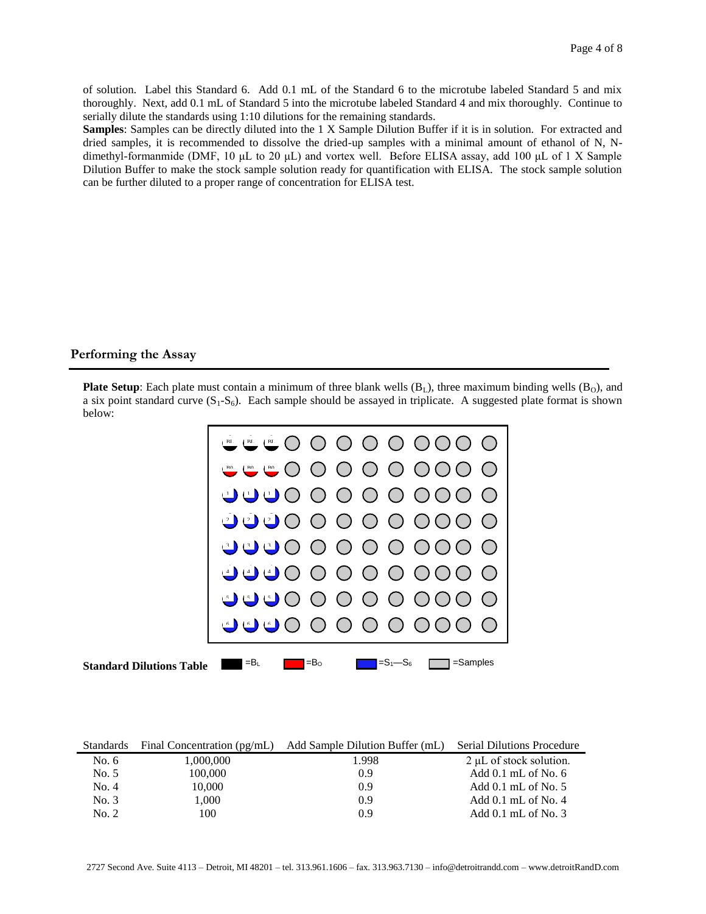of solution. Label this Standard 6. Add 0.1 mL of the Standard 6 to the microtube labeled Standard 5 and mix thoroughly. Next, add 0.1 mL of Standard 5 into the microtube labeled Standard 4 and mix thoroughly. Continue to serially dilute the standards using 1:10 dilutions for the remaining standards.

**Samples**: Samples can be directly diluted into the 1 X Sample Dilution Buffer if it is in solution. For extracted and dried samples, it is recommended to dissolve the dried-up samples with a minimal amount of ethanol of N, N-dimethyl-formanmide (DMF, 10 μL to 20 μL) and vortex well. Before ELISA assay, add 100 μL of 1 X Sample Dilution Buffer to make the stock sample solution ready for quantification with ELISA. The stock sample solution can be further diluted to a proper range of concentration for ELISA test.

## Performing the Assay

**Plate Setup**: Each plate must contain a minimum of three blank wells ($B_L$), three maximum binding wells ($B_O$), and a six point standard curve ($S_1$-$S_6$). Each sample should be assayed in triplicate. A suggested plate format is shown below:

$=B_L$ $=B_O$ $=S_1$—$S_6$ =Samples

**Standard Dilutions Table**

| Standards | Final Concentration (pg/mL) | Add Sample Dilution Buffer (mL) | Serial Dilutions Procedure |
|---|---|---|---|
| No. 6 | 1,000,000 | 1.998 | 2 μL of stock solution. |
| No. 5 | 100,000 | 0.9 | Add 0.1 mL of No. 6 |
| No. 4 | 10,000 | 0.9 | Add 0.1 mL of No. 5 |
| No. 3 | 1,000 | 0.9 | Add 0.1 mL of No. 4 |
| No. 2 | 100 | 0.9 | Add 0.1 mL of No. 3 |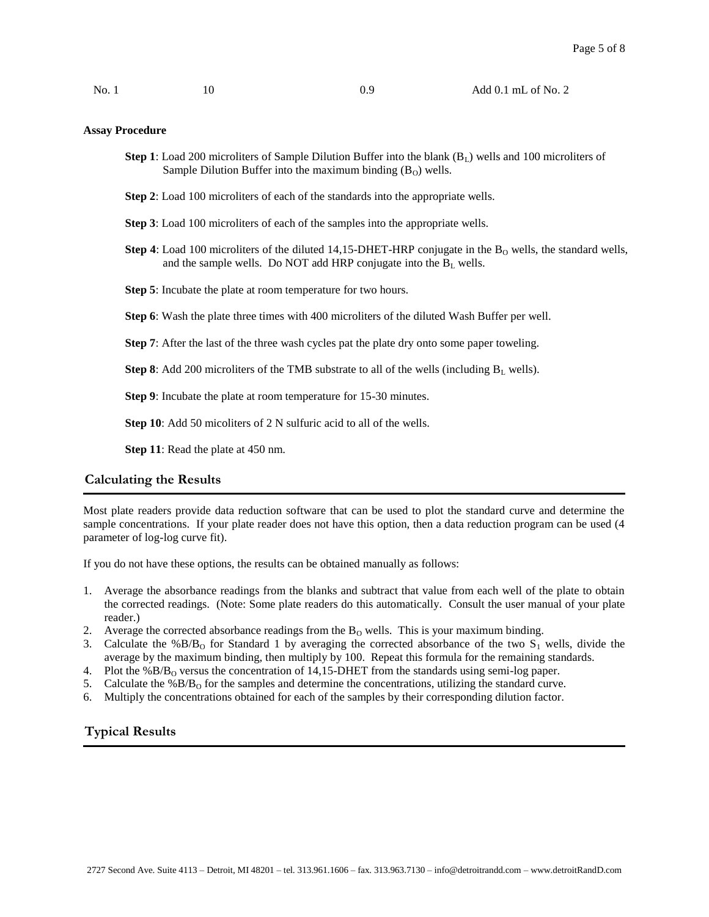| No. 1 | 10 | 0.9 | Add 0.1 mL of No. 2 |
|---|---|---|---|

**Assay Procedure**

**Step 1**: Load 200 microliters of Sample Dilution Buffer into the blank ($B_L$) wells and 100 microliters of Sample Dilution Buffer into the maximum binding ($B_O$) wells.

**Step 2**: Load 100 microliters of each of the standards into the appropriate wells.

**Step 3**: Load 100 microliters of each of the samples into the appropriate wells.

**Step 4**: Load 100 microliters of the diluted 14,15-DHET-HRP conjugate in the $B_O$ wells, the standard wells, and the sample wells. Do NOT add HRP conjugate into the $B_L$ wells.

**Step 5**: Incubate the plate at room temperature for two hours.

**Step 6**: Wash the plate three times with 400 microliters of the diluted Wash Buffer per well.

**Step 7**: After the last of the three wash cycles pat the plate dry onto some paper toweling.

**Step 8**: Add 200 microliters of the TMB substrate to all of the wells (including $B_L$ wells).

**Step 9**: Incubate the plate at room temperature for 15-30 minutes.

**Step 10**: Add 50 micoliters of 2 N sulfuric acid to all of the wells.

**Step 11**: Read the plate at 450 nm.

## Calculating the Results

Most plate readers provide data reduction software that can be used to plot the standard curve and determine the sample concentrations. If your plate reader does not have this option, then a data reduction program can be used (4 parameter of log-log curve fit).

If you do not have these options, the results can be obtained manually as follows:

1. Average the absorbance readings from the blanks and subtract that value from each well of the plate to obtain the corrected readings. (Note: Some plate readers do this automatically. Consult the user manual of your plate reader.)
2. Average the corrected absorbance readings from the $B_O$ wells. This is your maximum binding.
3. Calculate the $\%B/B_O$ for Standard 1 by averaging the corrected absorbance of the two $S_1$ wells, divide the average by the maximum binding, then multiply by 100. Repeat this formula for the remaining standards.
4. Plot the $\%B/B_O$ versus the concentration of 14,15-DHET from the standards using semi-log paper.
5. Calculate the $\%B/B_O$ for the samples and determine the concentrations, utilizing the standard curve.
6. Multiply the concentrations obtained for each of the samples by their corresponding dilution factor.

## Typical Results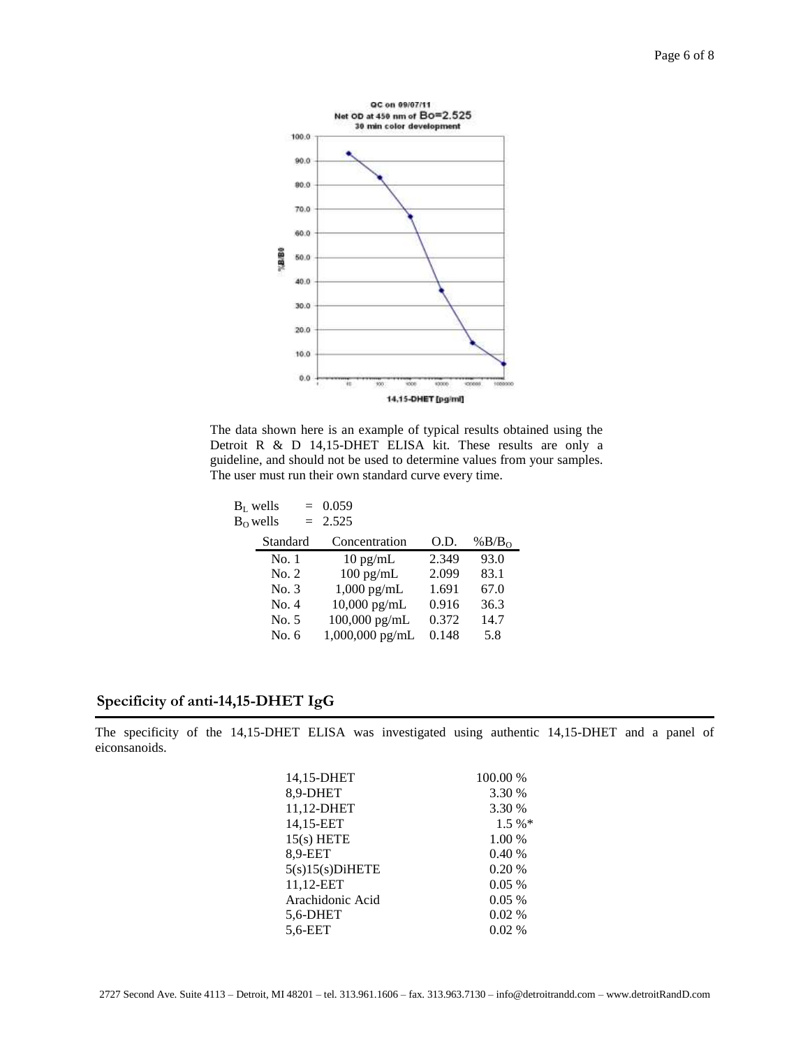The data shown here is an example of typical results obtained using the Detroit R & D 14,15-DHET ELISA kit. These results are only a guideline, and should not be used to determine values from your samples. The user must run their own standard curve every time.

$B_L$ wells = 0.059
$B_O$ wells = 2.525

| Standard | Concentration | O.D. | $\%B/B_O$ |
|---|---|---|---|
| No. 1 | 10 pg/mL | 2.349 | 93.0 |
| No. 2 | 100 pg/mL | 2.099 | 83.1 |
| No. 3 | 1,000 pg/mL | 1.691 | 67.0 |
| No. 4 | 10,000 pg/mL | 0.916 | 36.3 |
| No. 5 | 100,000 pg/mL | 0.372 | 14.7 |
| No. 6 | 1,000,000 pg/mL | 0.148 | 5.8 |

## Specificity of anti-14,15-DHET IgG

The specificity of the 14,15-DHET ELISA was investigated using authentic 14,15-DHET and a panel of eiconsanoids.

| | |
|---|---|
| 14,15-DHET | 100.00 % |
| 8,9-DHET | 3.30 % |
| 11,12-DHET | 3.30 % |
| 14,15-EET | 1.5 %* |
| 15(s) HETE | 1.00 % |
| 8,9-EET | 0.40 % |
| 5(s)15(s)DiHETE | 0.20 % |
| 11,12-EET | 0.05 % |
| Arachidonic Acid | 0.05 % |
| 5,6-DHET | 0.02 % |
| 5,6-EET | 0.02 % |

2727 Second Ave. Suite 4113 – Detroit, MI 48201 – tel. 313.961.1606 – fax. 313.963.7130 – info@detroitrandd.com – www.detroitRandD.com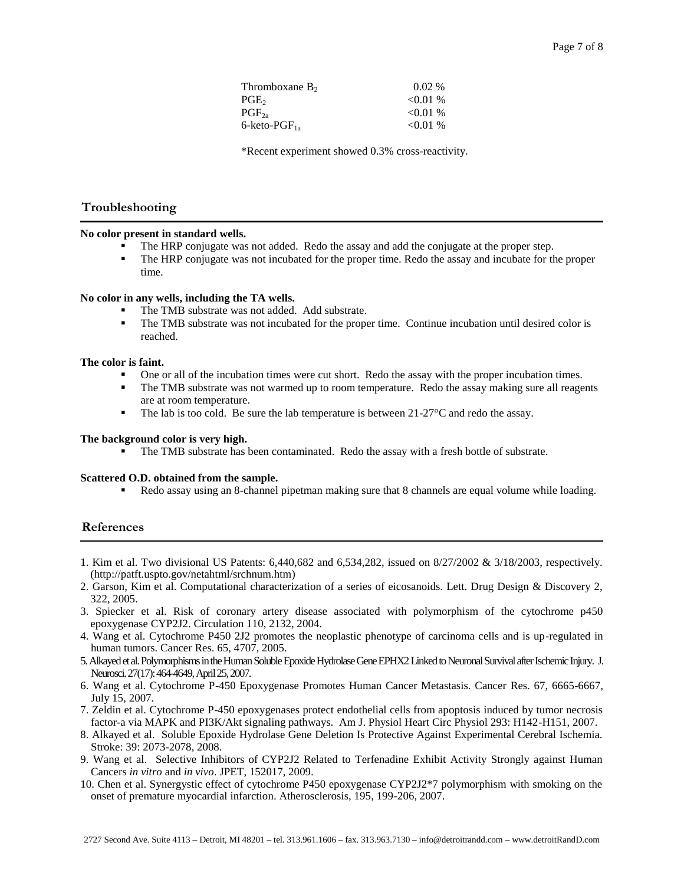| | |
|---|---|
| Thromboxane $B_2$ | 0.02 % |
| $PGE_2$ | <0.01 % |
| $PGF_{2a}$ | <0.01 % |
| 6-keto-$PGF_{1a}$ | <0.01 % |

*Recent experiment showed 0.3% cross-reactivity.

## Troubleshooting

**No color present in standard wells.**

- The HRP conjugate was not added. Redo the assay and add the conjugate at the proper step.
- The HRP conjugate was not incubated for the proper time. Redo the assay and incubate for the proper time.

**No color in any wells, including the TA wells.**

- The TMB substrate was not added. Add substrate.
- The TMB substrate was not incubated for the proper time. Continue incubation until desired color is reached.

**The color is faint.**

- One or all of the incubation times were cut short. Redo the assay with the proper incubation times.
- The TMB substrate was not warmed up to room temperature. Redo the assay making sure all reagents are at room temperature.
- The lab is too cold. Be sure the lab temperature is between 21-27°C and redo the assay.

**The background color is very high.**

- The TMB substrate has been contaminated. Redo the assay with a fresh bottle of substrate.

**Scattered O.D. obtained from the sample.**

- Redo assay using an 8-channel pipetman making sure that 8 channels are equal volume while loading.

## References

1. Kim et al. Two divisional US Patents: 6,440,682 and 6,534,282, issued on 8/27/2002 & 3/18/2003, respectively. (http://patft.uspto.gov/netahtml/srchnum.htm)
2. Garson, Kim et al. Computational characterization of a series of eicosanoids. Lett. Drug Design & Discovery 2, 322, 2005.
3. Spiecker et al. Risk of coronary artery disease associated with polymorphism of the cytochrome p450 epoxygenase CYP2J2. Circulation 110, 2132, 2004.
4. Wang et al. Cytochrome P450 2J2 promotes the neoplastic phenotype of carcinoma cells and is up-regulated in human tumors. Cancer Res. 65, 4707, 2005.
5. Alkayed et al. Polymorphisms in the Human Soluble Epoxide Hydrolase Gene EPHX2 Linked to Neuronal Survival after Ischemic Injury. J. Neurosci. 27(17): 464-4649, April 25, 2007.
6. Wang et al. Cytochrome P-450 Epoxygenase Promotes Human Cancer Metastasis. Cancer Res. 67, 6665-6667, July 15, 2007.
7. Zeldin et al. Cytochrome P-450 epoxygenases protect endothelial cells from apoptosis induced by tumor necrosis factor-a via MAPK and PI3K/Akt signaling pathways. Am J. Physiol Heart Circ Physiol 293: H142-H151, 2007.
8. Alkayed et al. Soluble Epoxide Hydrolase Gene Deletion Is Protective Against Experimental Cerebral Ischemia. Stroke: 39: 2073-2078, 2008.
9. Wang et al. Selective Inhibitors of CYP2J2 Related to Terfenadine Exhibit Activity Strongly against Human Cancers *in vitro* and *in vivo*. JPET, 152017, 2009.
10. Chen et al. Synergystic effect of cytochrome P450 epoxygenase CYP2J2*7 polymorphism with smoking on the onset of premature myocardial infarction. Atherosclerosis, 195, 199-206, 2007.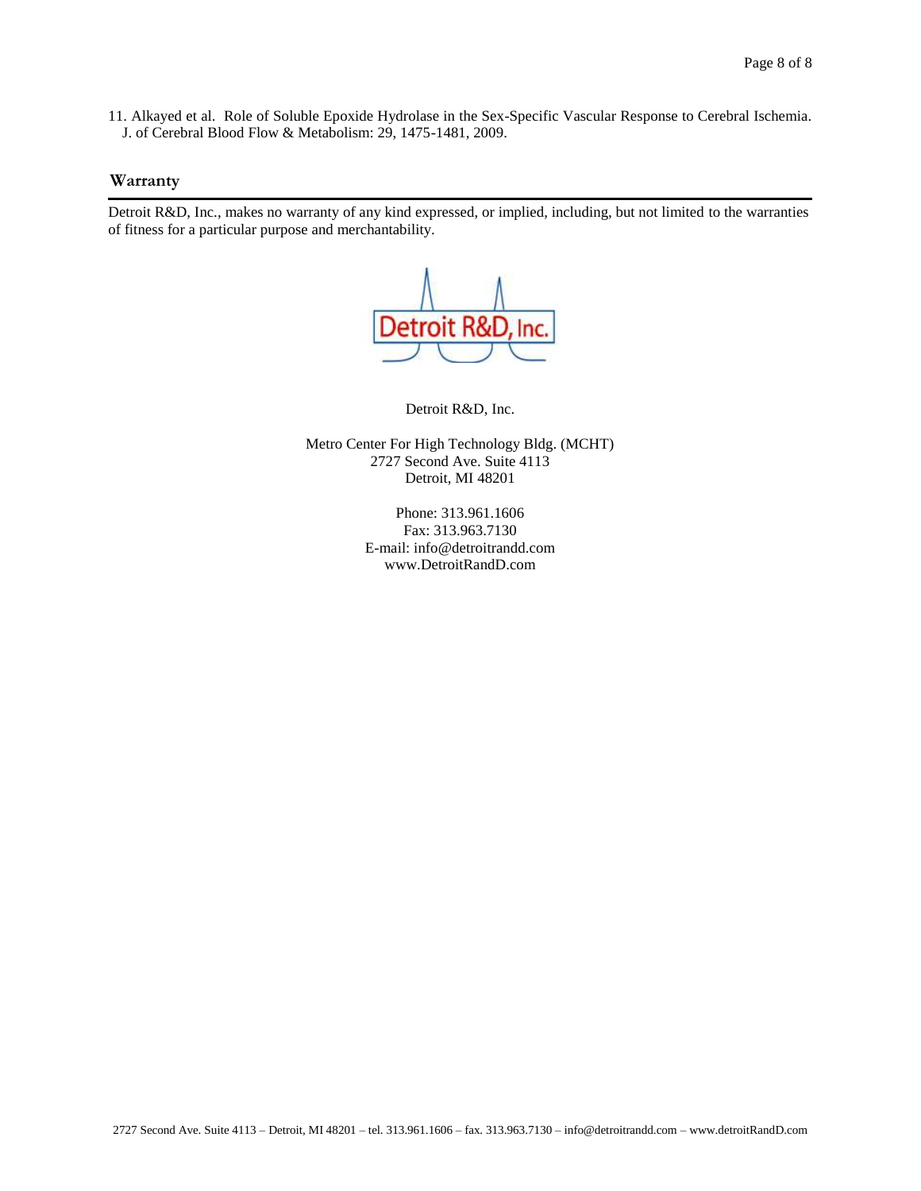11. Alkayed et al. Role of Soluble Epoxide Hydrolase in the Sex-Specific Vascular Response to Cerebral Ischemia. J. of Cerebral Blood Flow & Metabolism: 29, 1475-1481, 2009.

## Warranty

Detroit R&D, Inc., makes no warranty of any kind expressed, or implied, including, but not limited to the warranties of fitness for a particular purpose and merchantability.

Detroit R&D, Inc.

Detroit R&D, Inc.

Metro Center For High Technology Bldg. (MCHT)
2727 Second Ave. Suite 4113
Detroit, MI 48201

Phone: 313.961.1606
Fax: 313.963.7130
E-mail: info@detroitrandd.com
www.DetroitRandD.com